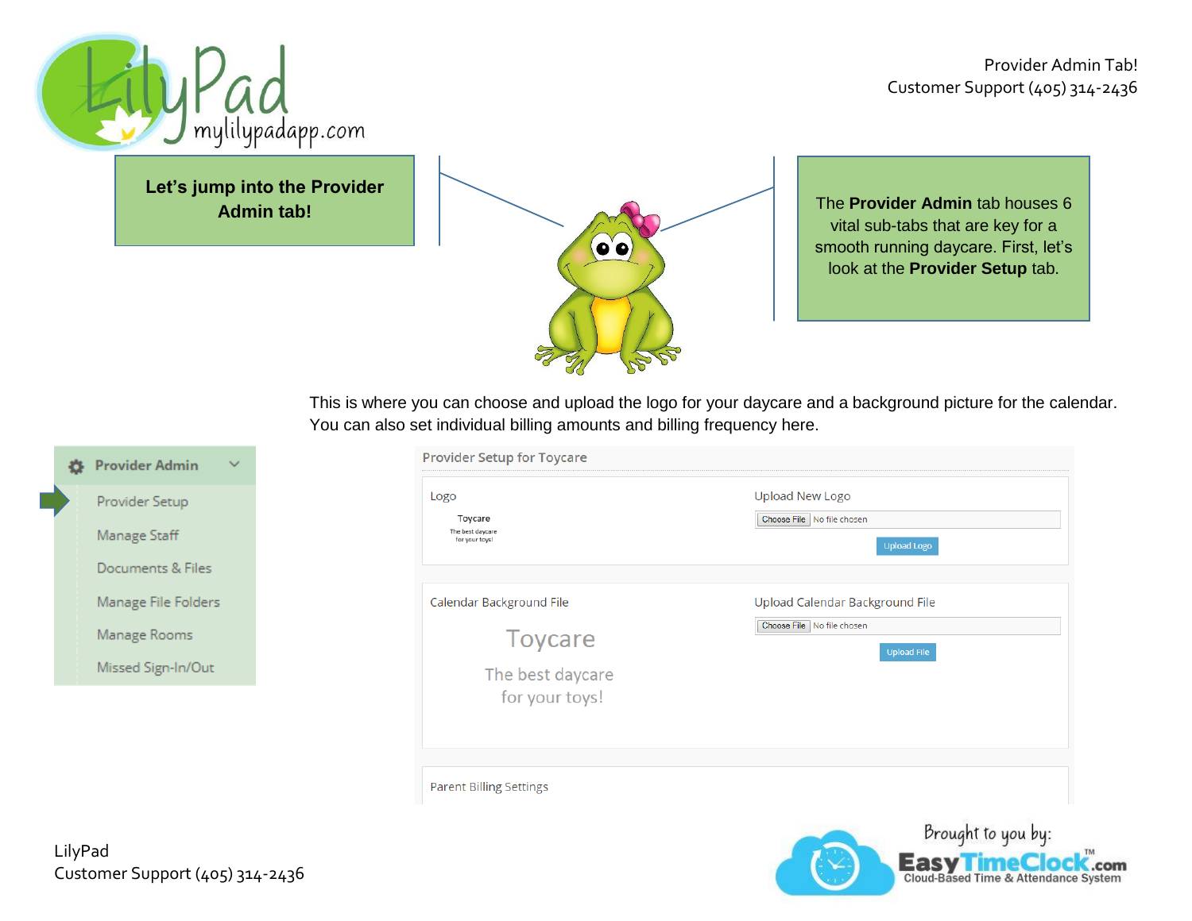**Let's jump into the Provider Admin tab!**

The **Provider Admin** tab houses 6 vital sub-tabs that are key for a smooth running daycare. First, let's look at the **Provider Setup** tab.

This is where you can choose and upload the logo for your daycare and a background picture for the calendar. You can also set individual billing amounts and billing frequency here.

**Provider Admin**

- Provider Setup
- Manage Staff
- Documents & Files
- Manage File Folders
- Manage Rooms
- Missed Sign-In/Out

**Provider Setup for Toycare**

| Logo | Upload New Logo |
| --- | --- |
| Toycare — The best daycare for your toys! | Choose File — No file chosen [Upload Logo] |

| Calendar Background File | Upload Calendar Background File |
| --- | --- |
| Toycare — The best daycare for your toys! | Choose File — No file chosen [Upload File] |

Parent Billing Settings

LilyPad
Customer Support (405) 314-2436

Brought to you by: EasyTimeClock.com — Cloud-Based Time & Attendance System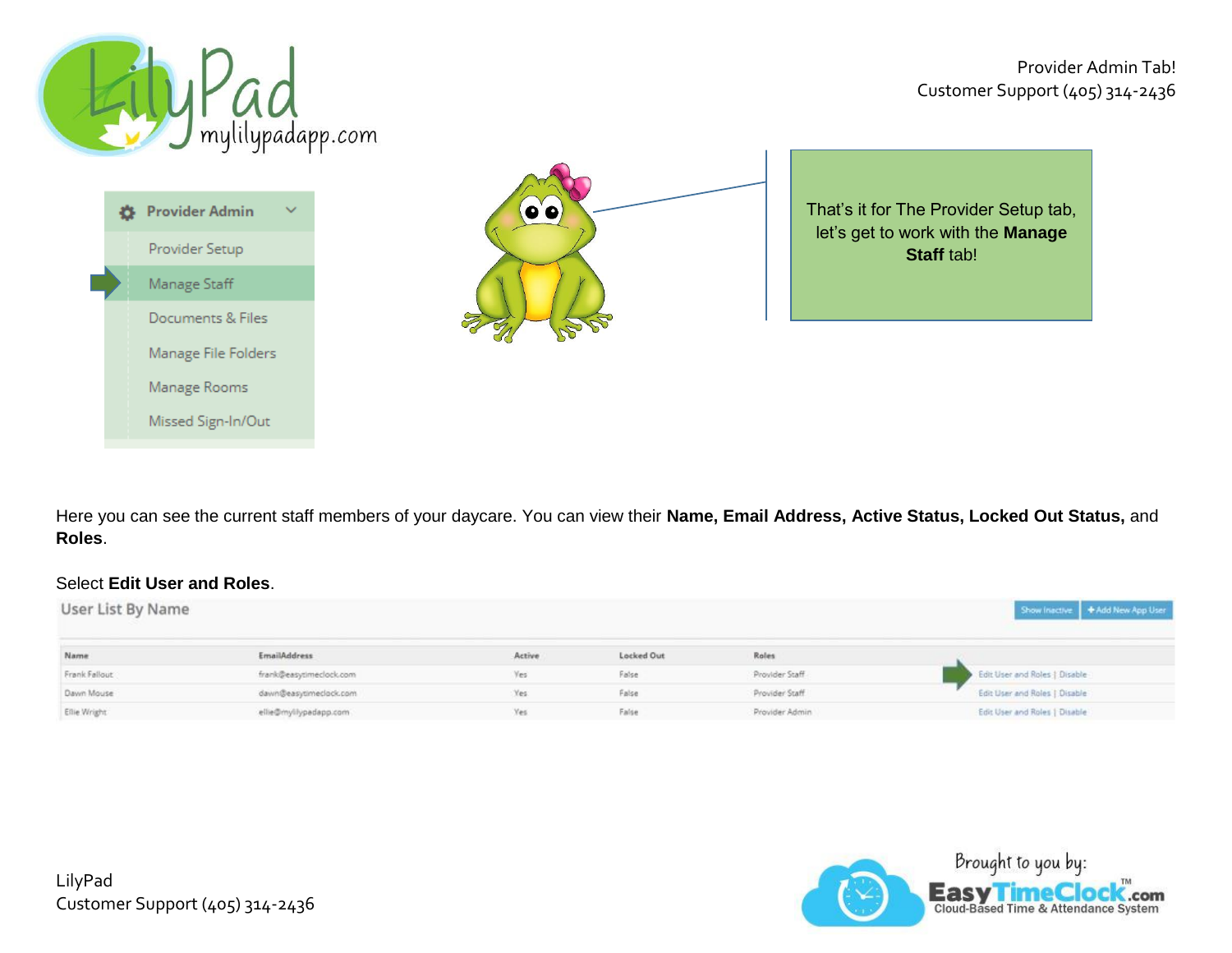Provider Admin Tab!
Customer Support (405) 314-2436

- Provider Admin
  - Provider Setup
  - Manage Staff
  - Documents & Files
  - Manage File Folders
  - Manage Rooms
  - Missed Sign-In/Out

That's it for The Provider Setup tab, let's get to work with the **Manage Staff** tab!

Here you can see the current staff members of your daycare. You can view their **Name, Email Address, Active Status, Locked Out Status,** and **Roles**.

Select **Edit User and Roles**.

User List By Name

Show Inactive | + Add New App User

| Name | EmailAddress | Active | Locked Out | Roles | |
|---|---|---|---|---|---|
| Frank Fallout | frank@easytimeclock.com | Yes | False | Provider Staff | Edit User and Roles \| Disable |
| Dawn Mouse | dawn@easytimeclock.com | Yes | False | Provider Staff | Edit User and Roles \| Disable |
| Ellie Wright | ellie@mylilypadapp.com | Yes | False | Provider Admin | Edit User and Roles \| Disable |

LilyPad
Customer Support (405) 314-2436

Brought to you by: EasyTimeClock.com — Cloud-Based Time & Attendance System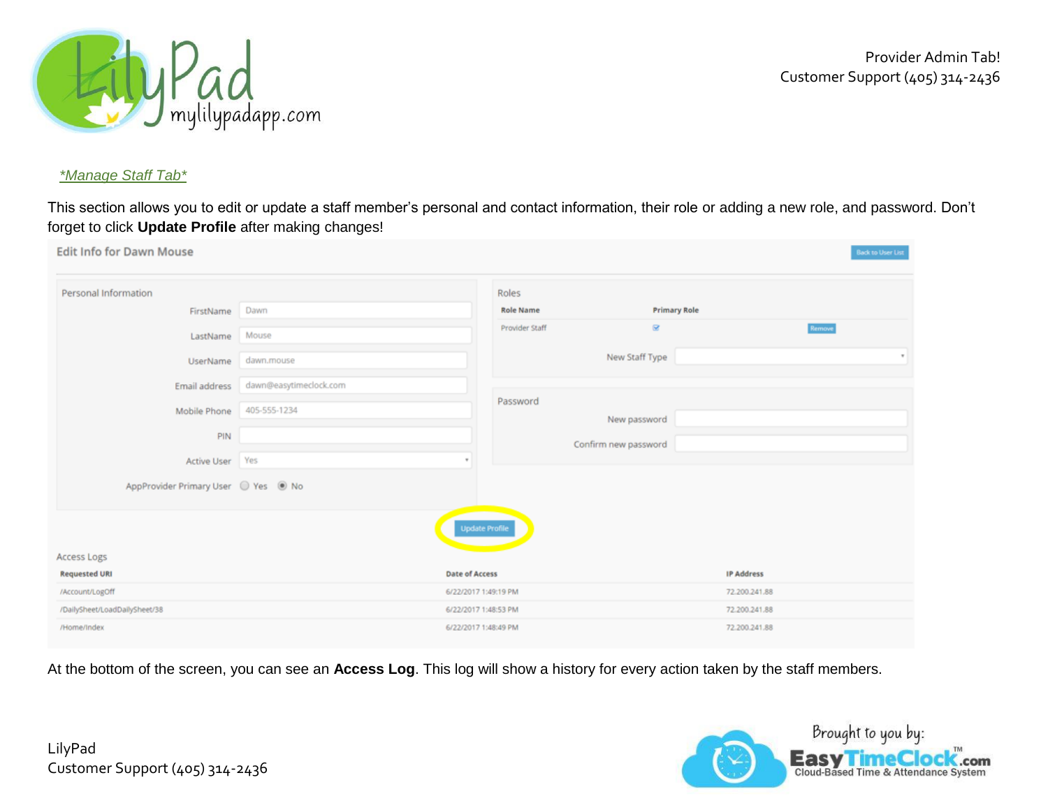*Manage Staff Tab*

This section allows you to edit or update a staff member's personal and contact information, their role or adding a new role, and password. Don't forget to click **Update Profile** after making changes!

Edit Info for Dawn Mouse

Back to User List

Personal Information

| Field | Value |
| --- | --- |
| FirstName | Dawn |
| LastName | Mouse |
| UserName | dawn.mouse |
| Email address | dawn@easytimeclock.com |
| Mobile Phone | 405-555-1234 |
| PIN | |
| Active User | Yes |
| AppProvider Primary User | Yes / No (selected) |

Roles

| Role Name | Primary Role | |
| --- | --- | --- |
| Provider Staff | ☑ | Remove |

New Staff Type

Password

New password

Confirm new password

Update Profile

Access Logs

| Requested URI | Date of Access | IP Address |
| --- | --- | --- |
| /Account/LogOff | 6/22/2017 1:49:19 PM | 72.200.241.88 |
| /DailySheet/LoadDailySheet/38 | 6/22/2017 1:48:53 PM | 72.200.241.88 |
| /Home/Index | 6/22/2017 1:48:49 PM | 72.200.241.88 |

At the bottom of the screen, you can see an **Access Log**. This log will show a history for every action taken by the staff members.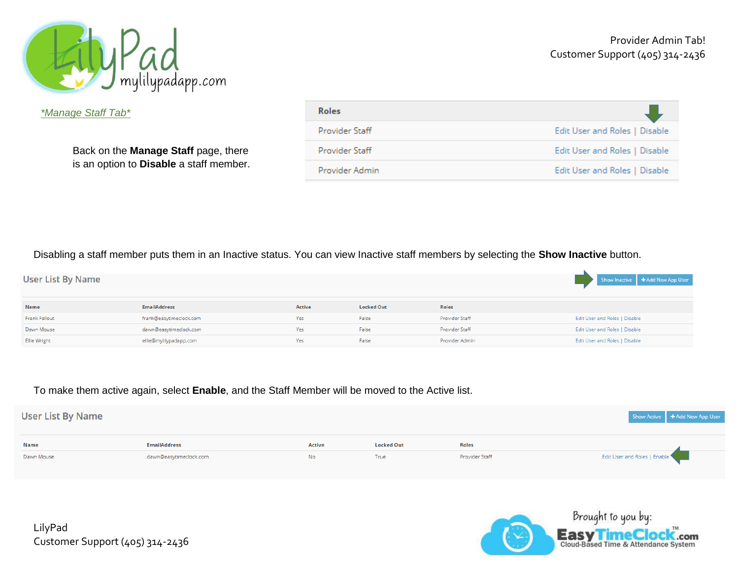*Manage Staff Tab*

Back on the **Manage Staff** page, there is an option to **Disable** a staff member.

| Roles | |
|---|---|
| Provider Staff | Edit User and Roles \| Disable |
| Provider Staff | Edit User and Roles \| Disable |
| Provider Admin | Edit User and Roles \| Disable |

Disabling a staff member puts them in an Inactive status. You can view Inactive staff members by selecting the **Show Inactive** button.

User List By Name

Show Inactive | + Add New App User

| Name | EmailAddress | Active | Locked Out | Roles | |
|---|---|---|---|---|---|
| Frank Fallout | frank@easytimeclock.com | Yes | False | Provider Staff | Edit User and Roles \| Disable |
| Dawn Mouse | dawn@easytimeclock.com | Yes | False | Provider Staff | Edit User and Roles \| Disable |
| Ellie Wright | ellie@mylilypadapp.com | Yes | False | Provider Admin | Edit User and Roles \| Disable |

To make them active again, select **Enable**, and the Staff Member will be moved to the Active list.

User List By Name

Show Active | + Add New App User

| Name | EmailAddress | Active | Locked Out | Roles | |
|---|---|---|---|---|---|
| Dawn Mouse | dawn@easytimeclock.com | No | True | Provider Staff | Edit User and Roles \| Enable |

Brought to you by: EasyTimeClock.com Cloud-Based Time & Attendance System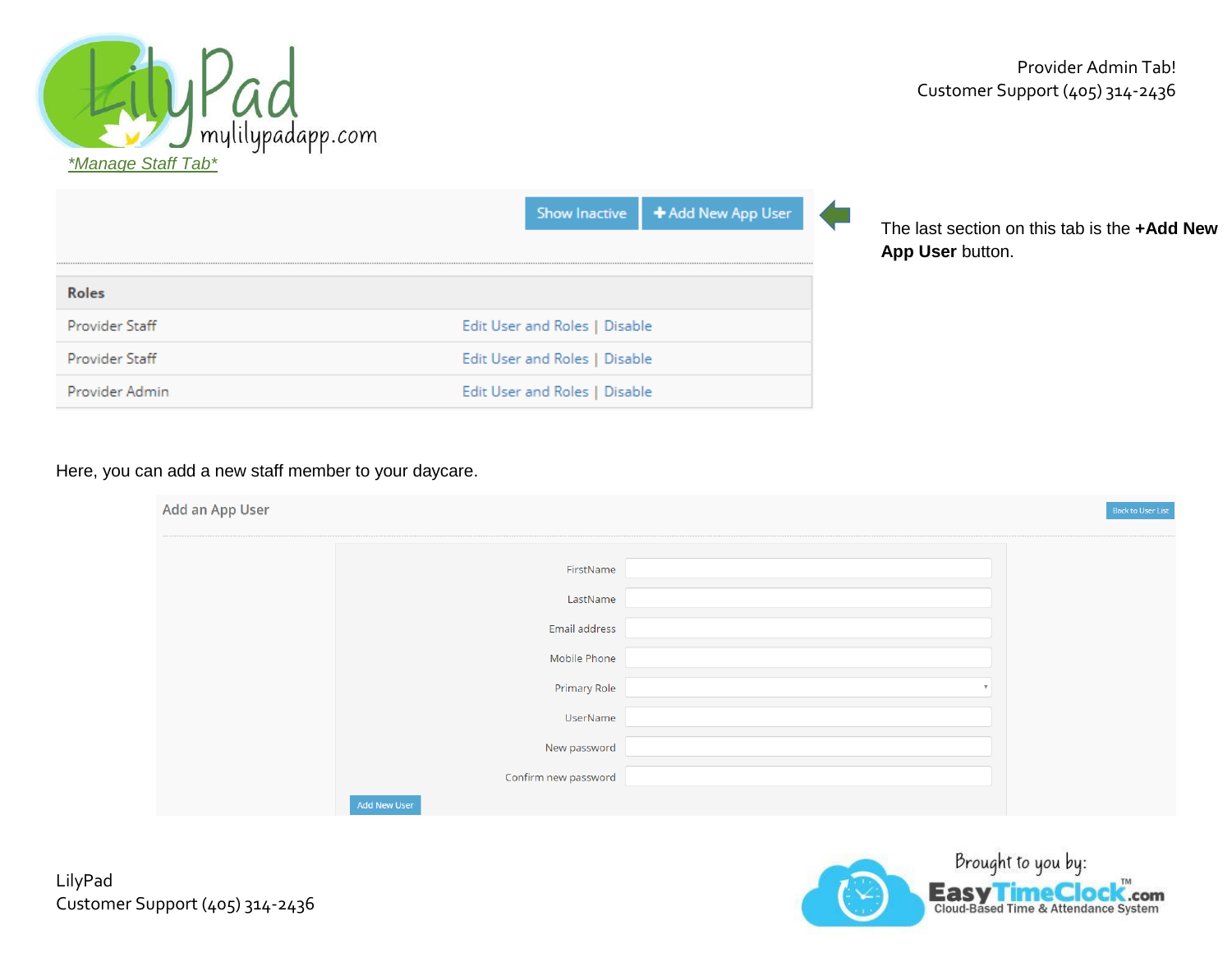*Manage Staff Tab*

Show Inactive | + Add New App User

| Roles | |
|---|---|
| Provider Staff | Edit User and Roles \| Disable |
| Provider Staff | Edit User and Roles \| Disable |
| Provider Admin | Edit User and Roles \| Disable |

The last section on this tab is the **+Add New App User** button.

Here, you can add a new staff member to your daycare.

Add an App User

Back to User List

FirstName

LastName

Email address

Mobile Phone

Primary Role

UserName

New password

Confirm new password

Add New User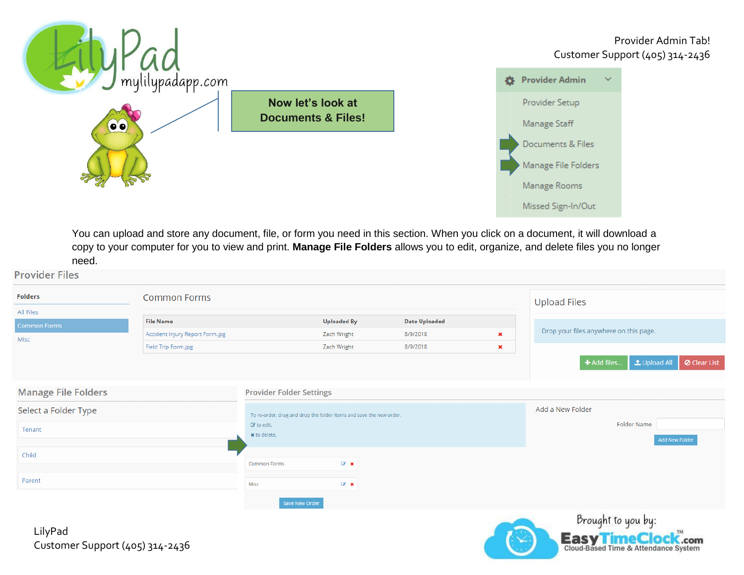Provider Admin Tab!
Customer Support (405) 314-2436

**Now let's look at Documents & Files!**

- Provider Admin
  - Provider Setup
  - Manage Staff
  - Documents & Files
  - Manage File Folders
  - Manage Rooms
  - Missed Sign-In/Out

You can upload and store any document, file, or form you need in this section. When you click on a document, it will download a copy to your computer for you to view and print. **Manage File Folders** allows you to edit, organize, and delete files you no longer need.

## Provider Files

**Folders**
- All Files
- Common Forms
- Misc

### Common Forms

| File Name | Uploaded By | Date Uploaded | |
|---|---|---|---|
| Accident Injury Report Form.jpg | Zach Wright | 8/9/2018 | ✖ |
| Field Trip Form.jpg | Zach Wright | 8/9/2018 | ✖ |

### Upload Files

Drop your files anywhere on this page.

Add files... | Upload All | Clear List

## Manage File Folders

Select a Folder Type
- Tenant
- Child
- Parent

### Provider Folder Settings

To re-order, drag and drop the folder items and save the new order.
to edit.
✖ to delete.

- Common Forms
- Misc

Save New Order

Add a New Folder

Folder Name

Add New Folder

LilyPad
Customer Support (405) 314-2436

Brought to you by: EasyTimeClock.com — Cloud-Based Time & Attendance System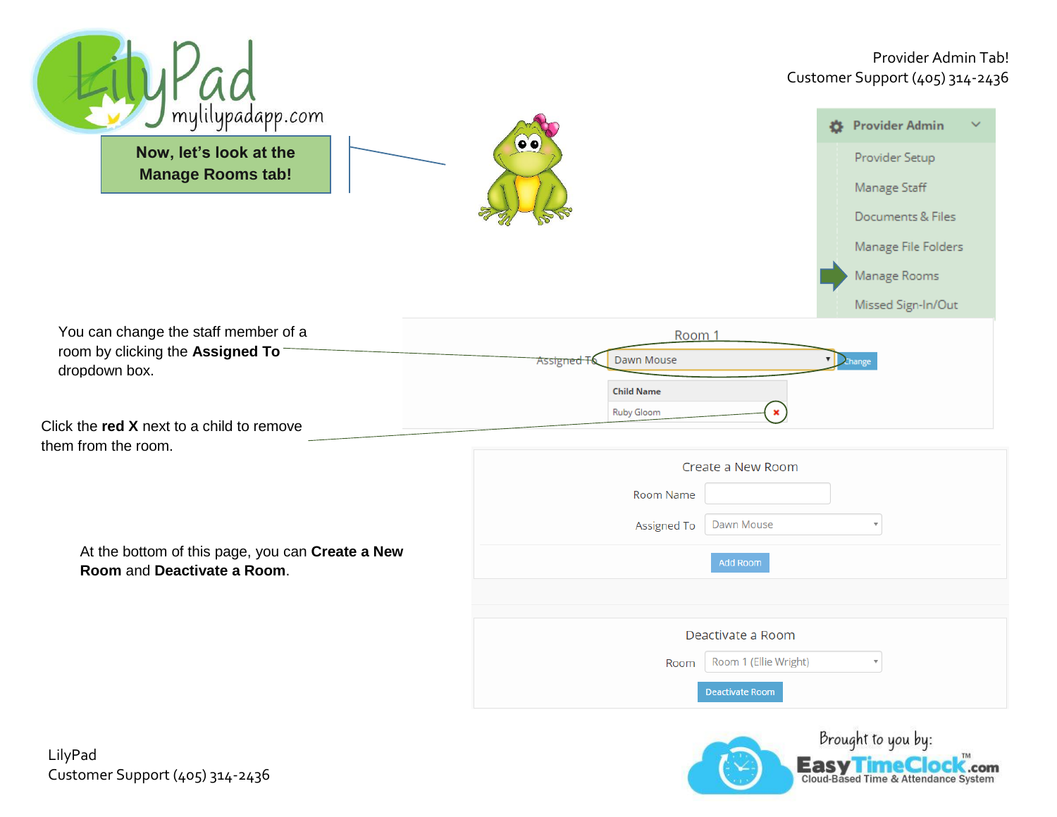Provider Admin Tab!
Customer Support (405) 314-2436

**Now, let's look at the Manage Rooms tab!**

Provider Admin

- Provider Setup
- Manage Staff
- Documents & Files
- Manage File Folders
- Manage Rooms
- Missed Sign-In/Out

You can change the staff member of a room by clicking the **Assigned To** dropdown box.

Room 1

Assigned To: Dawn Mouse — Change

| Child Name |
|---|
| Ruby Gloom |

Click the **red X** next to a child to remove them from the room.

At the bottom of this page, you can **Create a New Room** and **Deactivate a Room**.

Create a New Room

Room Name:

Assigned To: Dawn Mouse

Add Room

Deactivate a Room

Room: Room 1 (Ellie Wright)

Deactivate Room

Brought to you by: EasyTimeClock.com — Cloud-Based Time & Attendance System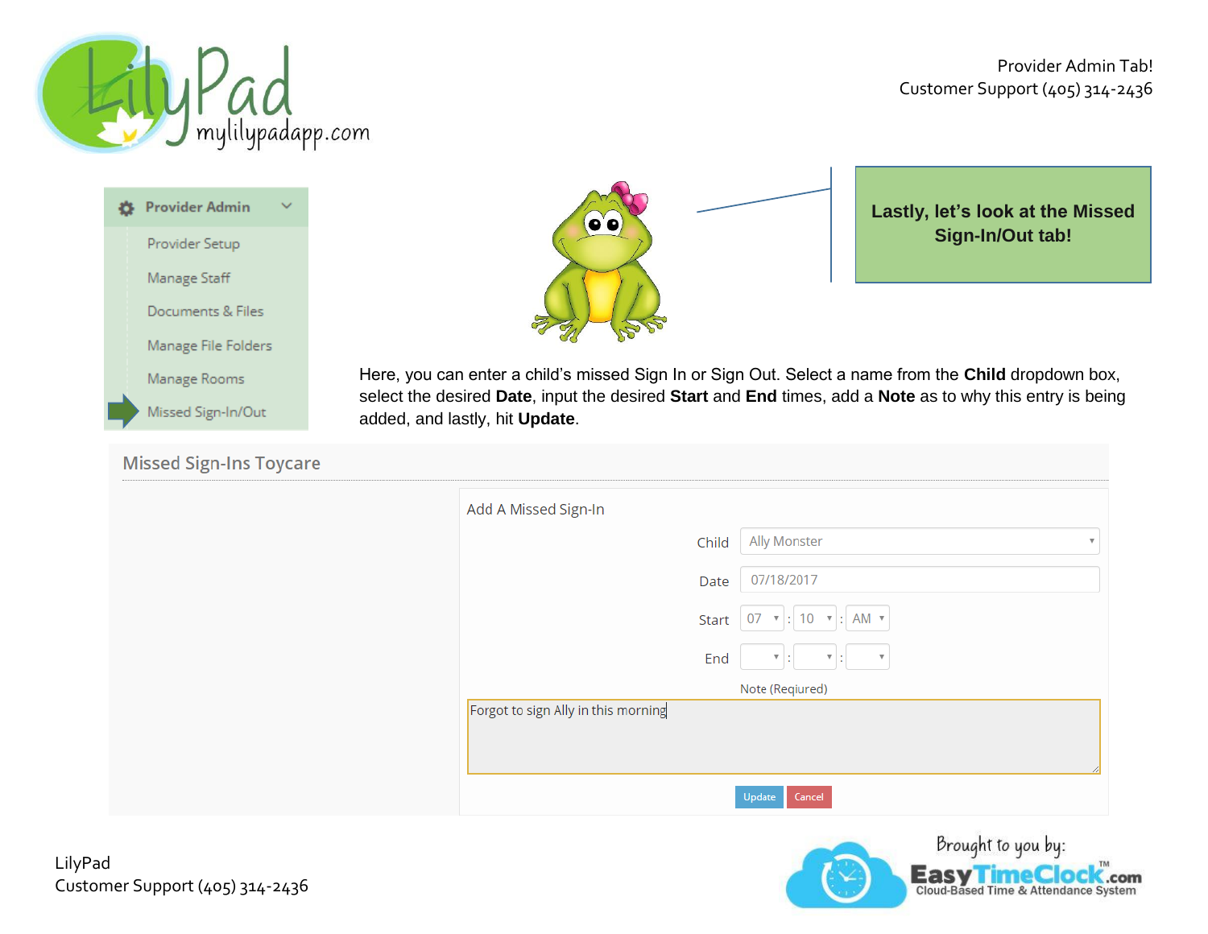Provider Admin Tab!
Customer Support (405) 314-2436

**Lastly, let's look at the Missed Sign-In/Out tab!**

Provider Admin
- Provider Setup
- Manage Staff
- Documents & Files
- Manage File Folders
- Manage Rooms
- Missed Sign-In/Out

Here, you can enter a child's missed Sign In or Sign Out. Select a name from the **Child** dropdown box, select the desired **Date**, input the desired **Start** and **End** times, add a **Note** as to why this entry is being added, and lastly, hit **Update**.

Missed Sign-Ins Toycare

Add A Missed Sign-In

Child: Ally Monster

Date: 07/18/2017

Start: 07 : 10 : AM

End: 

Note (Required)

Forgot to sign Ally in this morning

Update | Cancel

LilyPad
Customer Support (405) 314-2436

Brought to you by: EasyTimeClock.com™ Cloud-Based Time & Attendance System